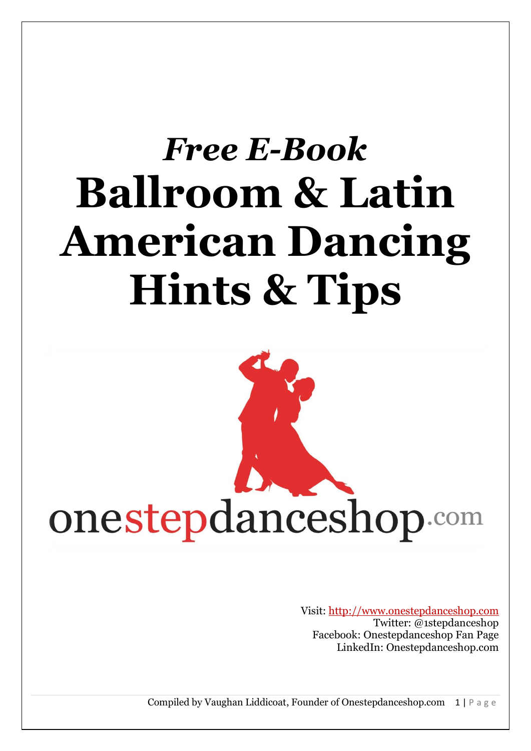# *Free E-Book*

# Ballroom & Latin American Dancing Hints & Tips

onestepdanceshop.com

Visit: http://www.onestepdanceshop.com
Twitter: @1stepdanceshop
Facebook: Onestepdanceshop Fan Page
LinkedIn: Onestepdanceshop.com

Compiled by Vaughan Liddicoat, Founder of Onestepdanceshop.com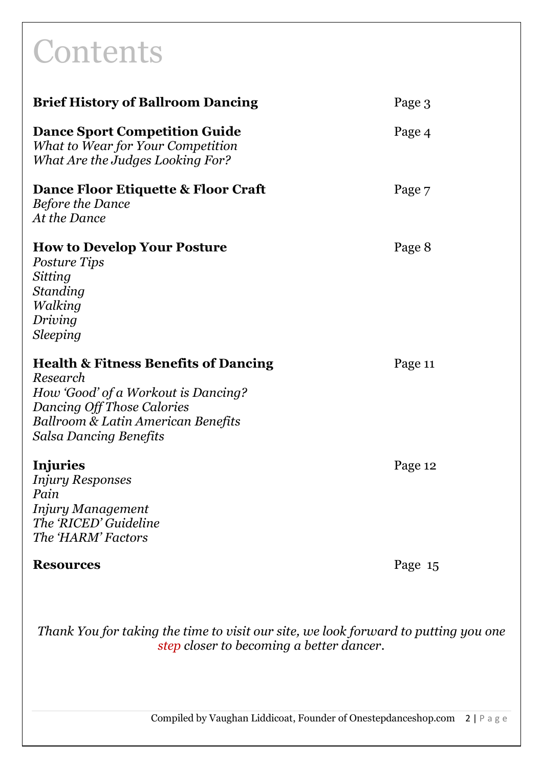# Contents

| | |
|---|---|
| **Brief History of Ballroom Dancing** | Page 3 |
| **Dance Sport Competition Guide**<br>*What to Wear for Your Competition*<br>*What Are the Judges Looking For?* | Page 4 |
| **Dance Floor Etiquette & Floor Craft**<br>*Before the Dance*<br>*At the Dance* | Page 7 |
| **How to Develop Your Posture**<br>*Posture Tips*<br>*Sitting*<br>*Standing*<br>*Walking*<br>*Driving*<br>*Sleeping* | Page 8 |
| **Health & Fitness Benefits of Dancing**<br>*Research*<br>*How 'Good' of a Workout is Dancing?*<br>*Dancing Off Those Calories*<br>*Ballroom & Latin American Benefits*<br>*Salsa Dancing Benefits* | Page 11 |
| **Injuries**<br>*Injury Responses*<br>*Pain*<br>*Injury Management*<br>*The 'RICED' Guideline*<br>*The 'HARM' Factors* | Page 12 |
| **Resources** | Page 15 |

*Thank You for taking the time to visit our site, we look forward to putting you one step closer to becoming a better dancer.*

Compiled by Vaughan Liddicoat, Founder of Onestepdanceshop.com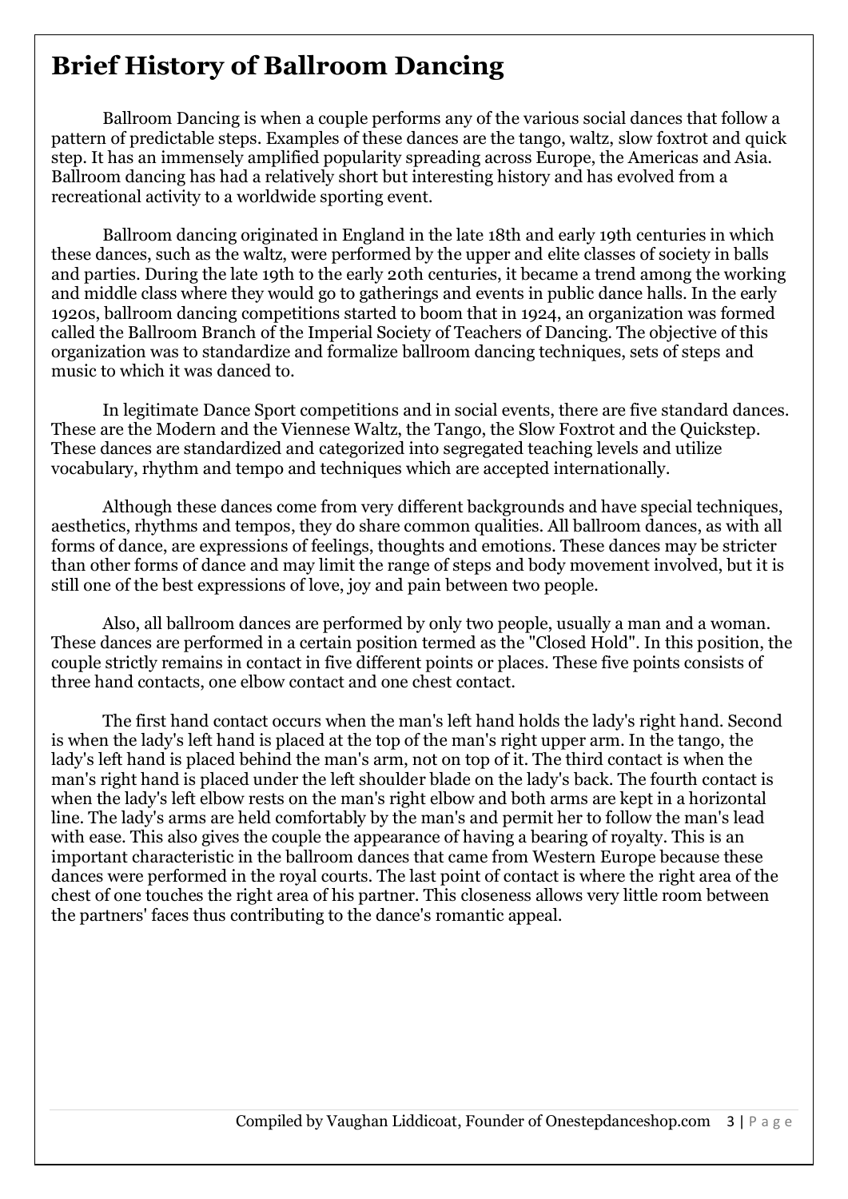# Brief History of Ballroom Dancing

Ballroom Dancing is when a couple performs any of the various social dances that follow a pattern of predictable steps. Examples of these dances are the tango, waltz, slow foxtrot and quick step. It has an immensely amplified popularity spreading across Europe, the Americas and Asia. Ballroom dancing has had a relatively short but interesting history and has evolved from a recreational activity to a worldwide sporting event.

Ballroom dancing originated in England in the late 18th and early 19th centuries in which these dances, such as the waltz, were performed by the upper and elite classes of society in balls and parties. During the late 19th to the early 20th centuries, it became a trend among the working and middle class where they would go to gatherings and events in public dance halls. In the early 1920s, ballroom dancing competitions started to boom that in 1924, an organization was formed called the Ballroom Branch of the Imperial Society of Teachers of Dancing. The objective of this organization was to standardize and formalize ballroom dancing techniques, sets of steps and music to which it was danced to.

In legitimate Dance Sport competitions and in social events, there are five standard dances. These are the Modern and the Viennese Waltz, the Tango, the Slow Foxtrot and the Quickstep. These dances are standardized and categorized into segregated teaching levels and utilize vocabulary, rhythm and tempo and techniques which are accepted internationally.

Although these dances come from very different backgrounds and have special techniques, aesthetics, rhythms and tempos, they do share common qualities. All ballroom dances, as with all forms of dance, are expressions of feelings, thoughts and emotions. These dances may be stricter than other forms of dance and may limit the range of steps and body movement involved, but it is still one of the best expressions of love, joy and pain between two people.

Also, all ballroom dances are performed by only two people, usually a man and a woman. These dances are performed in a certain position termed as the "Closed Hold". In this position, the couple strictly remains in contact in five different points or places. These five points consists of three hand contacts, one elbow contact and one chest contact.

The first hand contact occurs when the man's left hand holds the lady's right hand. Second is when the lady's left hand is placed at the top of the man's right upper arm. In the tango, the lady's left hand is placed behind the man's arm, not on top of it. The third contact is when the man's right hand is placed under the left shoulder blade on the lady's back. The fourth contact is when the lady's left elbow rests on the man's right elbow and both arms are kept in a horizontal line. The lady's arms are held comfortably by the man's and permit her to follow the man's lead with ease. This also gives the couple the appearance of having a bearing of royalty. This is an important characteristic in the ballroom dances that came from Western Europe because these dances were performed in the royal courts. The last point of contact is where the right area of the chest of one touches the right area of his partner. This closeness allows very little room between the partners' faces thus contributing to the dance's romantic appeal.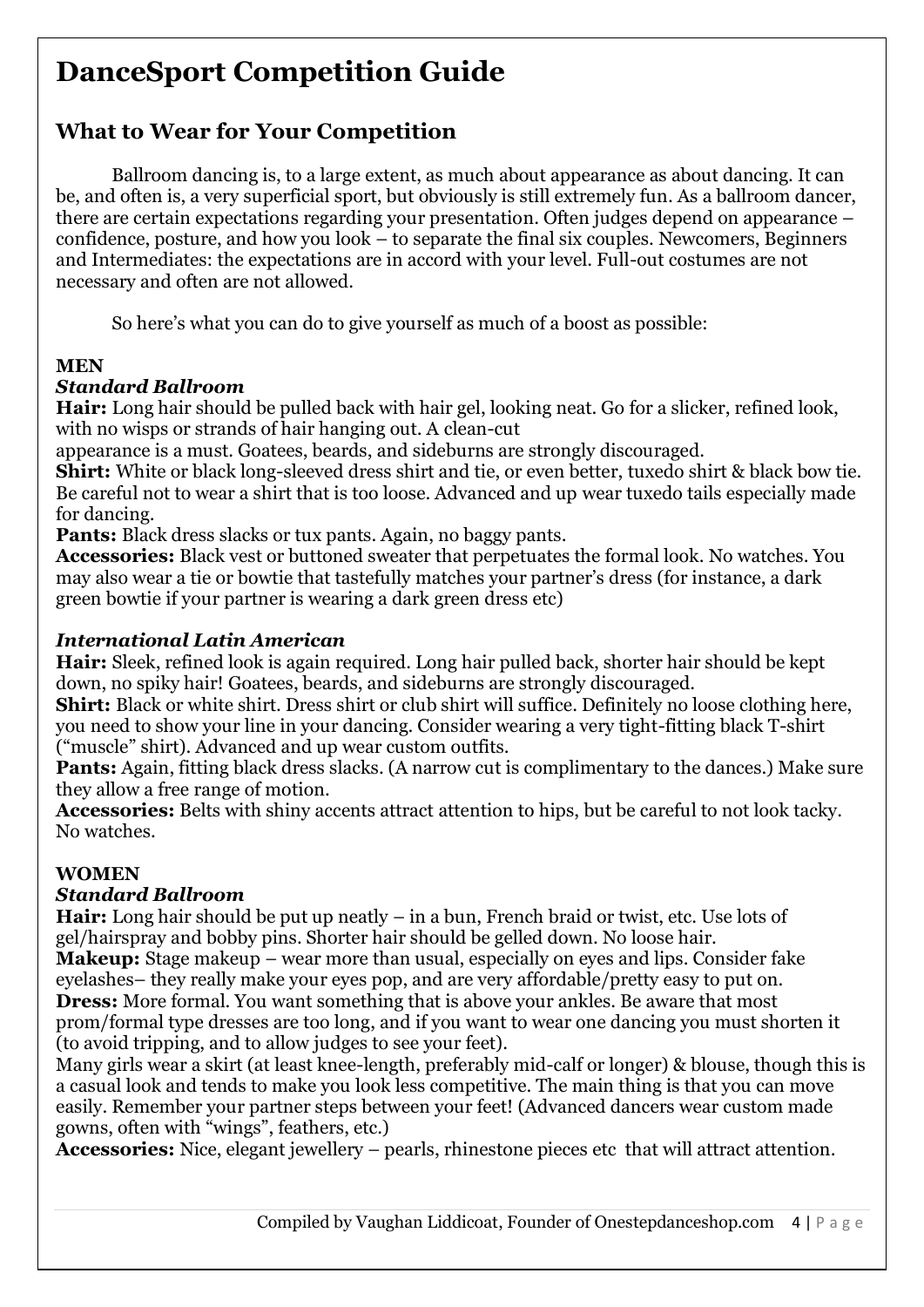# DanceSport Competition Guide

## What to Wear for Your Competition

Ballroom dancing is, to a large extent, as much about appearance as about dancing. It can be, and often is, a very superficial sport, but obviously is still extremely fun. As a ballroom dancer, there are certain expectations regarding your presentation. Often judges depend on appearance – confidence, posture, and how you look – to separate the final six couples. Newcomers, Beginners and Intermediates: the expectations are in accord with your level. Full-out costumes are not necessary and often are not allowed.

So here's what you can do to give yourself as much of a boost as possible:

**MEN**

***Standard Ballroom***

**Hair:** Long hair should be pulled back with hair gel, looking neat. Go for a slicker, refined look, with no wisps or strands of hair hanging out. A clean-cut appearance is a must. Goatees, beards, and sideburns are strongly discouraged.

**Shirt:** White or black long-sleeved dress shirt and tie, or even better, tuxedo shirt & black bow tie. Be careful not to wear a shirt that is too loose. Advanced and up wear tuxedo tails especially made for dancing.

**Pants:** Black dress slacks or tux pants. Again, no baggy pants.

**Accessories:** Black vest or buttoned sweater that perpetuates the formal look. No watches. You may also wear a tie or bowtie that tastefully matches your partner's dress (for instance, a dark green bowtie if your partner is wearing a dark green dress etc)

***International Latin American***

**Hair:** Sleek, refined look is again required. Long hair pulled back, shorter hair should be kept down, no spiky hair! Goatees, beards, and sideburns are strongly discouraged.

**Shirt:** Black or white shirt. Dress shirt or club shirt will suffice. Definitely no loose clothing here, you need to show your line in your dancing. Consider wearing a very tight-fitting black T-shirt ("muscle" shirt). Advanced and up wear custom outfits.

**Pants:** Again, fitting black dress slacks. (A narrow cut is complimentary to the dances.) Make sure they allow a free range of motion.

**Accessories:** Belts with shiny accents attract attention to hips, but be careful to not look tacky. No watches.

**WOMEN**

***Standard Ballroom***

**Hair:** Long hair should be put up neatly – in a bun, French braid or twist, etc. Use lots of gel/hairspray and bobby pins. Shorter hair should be gelled down. No loose hair.

**Makeup:** Stage makeup – wear more than usual, especially on eyes and lips. Consider fake eyelashes– they really make your eyes pop, and are very affordable/pretty easy to put on.

**Dress:** More formal. You want something that is above your ankles. Be aware that most prom/formal type dresses are too long, and if you want to wear one dancing you must shorten it (to avoid tripping, and to allow judges to see your feet).

Many girls wear a skirt (at least knee-length, preferably mid-calf or longer) & blouse, though this is a casual look and tends to make you look less competitive. The main thing is that you can move easily. Remember your partner steps between your feet! (Advanced dancers wear custom made gowns, often with "wings", feathers, etc.)

**Accessories:** Nice, elegant jewellery – pearls, rhinestone pieces etc that will attract attention.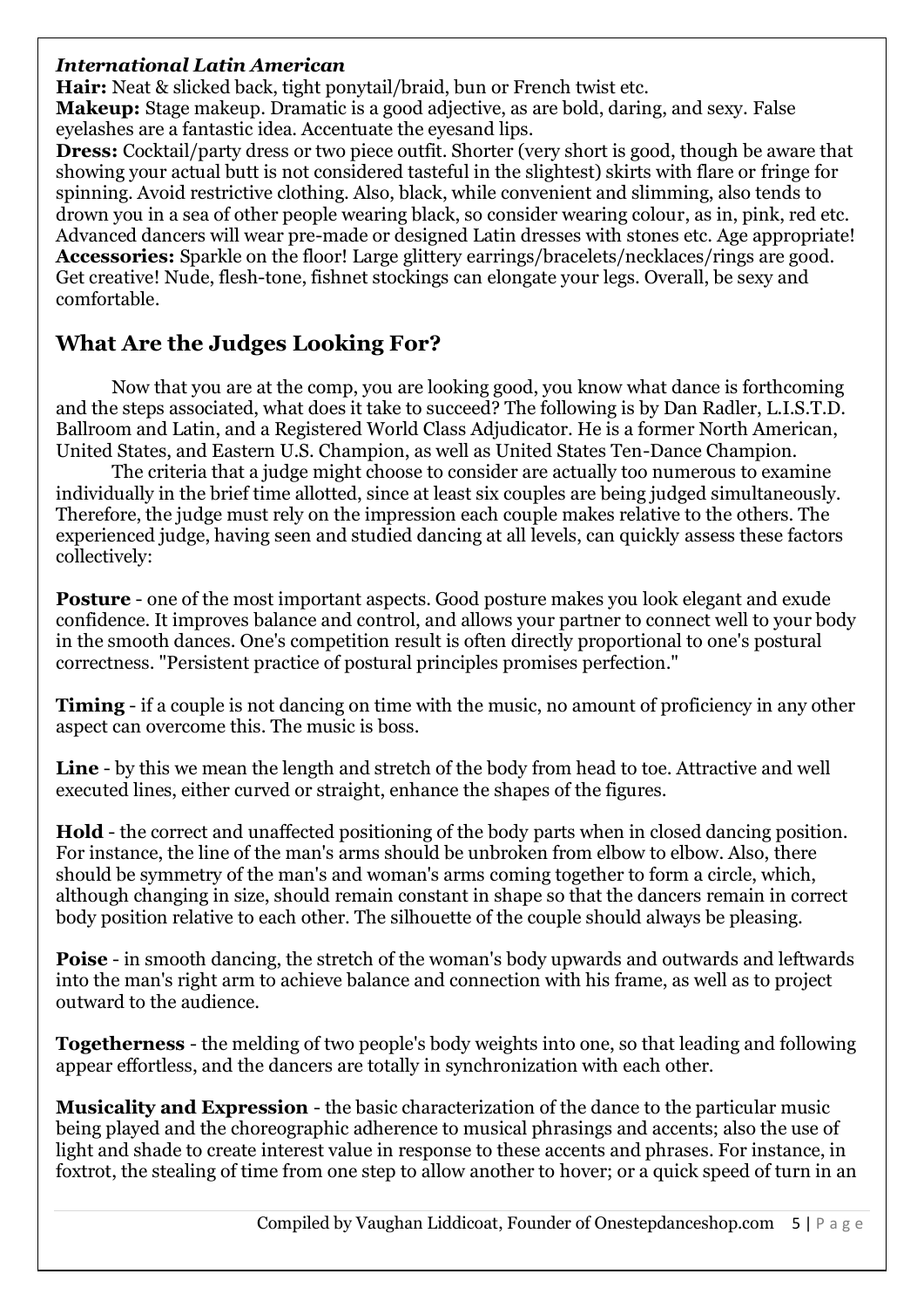***International Latin American***

**Hair:** Neat & slicked back, tight ponytail/braid, bun or French twist etc.

**Makeup:** Stage makeup. Dramatic is a good adjective, as are bold, daring, and sexy. False eyelashes are a fantastic idea. Accentuate the eyesand lips.

**Dress:** Cocktail/party dress or two piece outfit. Shorter (very short is good, though be aware that showing your actual butt is not considered tasteful in the slightest) skirts with flare or fringe for spinning. Avoid restrictive clothing. Also, black, while convenient and slimming, also tends to drown you in a sea of other people wearing black, so consider wearing colour, as in, pink, red etc. Advanced dancers will wear pre-made or designed Latin dresses with stones etc. Age appropriate!

**Accessories:** Sparkle on the floor! Large glittery earrings/bracelets/necklaces/rings are good. Get creative! Nude, flesh-tone, fishnet stockings can elongate your legs. Overall, be sexy and comfortable.

## What Are the Judges Looking For?

Now that you are at the comp, you are looking good, you know what dance is forthcoming and the steps associated, what does it take to succeed? The following is by Dan Radler, L.I.S.T.D. Ballroom and Latin, and a Registered World Class Adjudicator. He is a former North American, United States, and Eastern U.S. Champion, as well as United States Ten-Dance Champion.

The criteria that a judge might choose to consider are actually too numerous to examine individually in the brief time allotted, since at least six couples are being judged simultaneously. Therefore, the judge must rely on the impression each couple makes relative to the others. The experienced judge, having seen and studied dancing at all levels, can quickly assess these factors collectively:

**Posture** - one of the most important aspects. Good posture makes you look elegant and exude confidence. It improves balance and control, and allows your partner to connect well to your body in the smooth dances. One's competition result is often directly proportional to one's postural correctness. "Persistent practice of postural principles promises perfection."

**Timing** - if a couple is not dancing on time with the music, no amount of proficiency in any other aspect can overcome this. The music is boss.

**Line** - by this we mean the length and stretch of the body from head to toe. Attractive and well executed lines, either curved or straight, enhance the shapes of the figures.

**Hold** - the correct and unaffected positioning of the body parts when in closed dancing position. For instance, the line of the man's arms should be unbroken from elbow to elbow. Also, there should be symmetry of the man's and woman's arms coming together to form a circle, which, although changing in size, should remain constant in shape so that the dancers remain in correct body position relative to each other. The silhouette of the couple should always be pleasing.

**Poise** - in smooth dancing, the stretch of the woman's body upwards and outwards and leftwards into the man's right arm to achieve balance and connection with his frame, as well as to project outward to the audience.

**Togetherness** - the melding of two people's body weights into one, so that leading and following appear effortless, and the dancers are totally in synchronization with each other.

**Musicality and Expression** - the basic characterization of the dance to the particular music being played and the choreographic adherence to musical phrasings and accents; also the use of light and shade to create interest value in response to these accents and phrases. For instance, in foxtrot, the stealing of time from one step to allow another to hover; or a quick speed of turn in an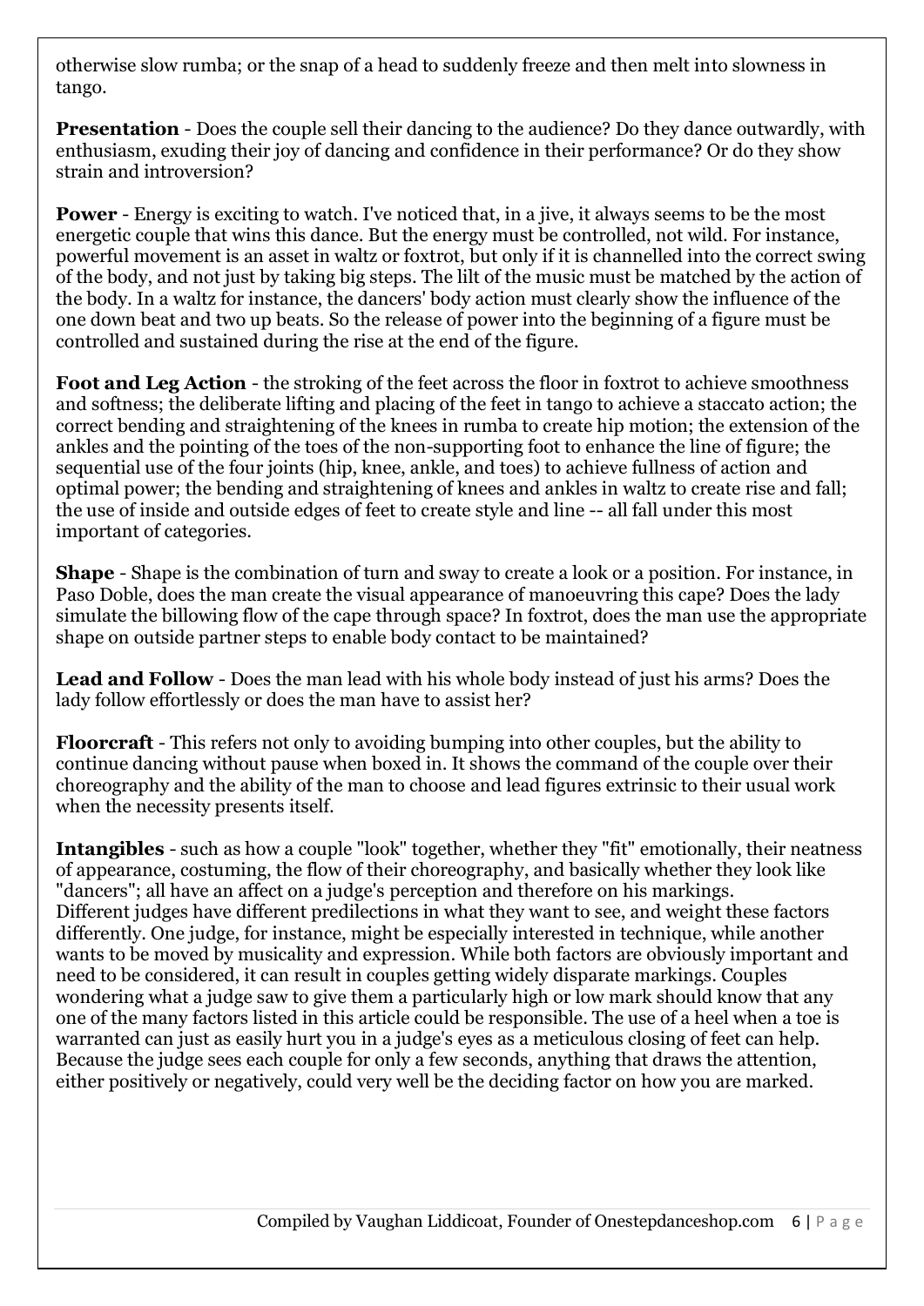otherwise slow rumba; or the snap of a head to suddenly freeze and then melt into slowness in tango.

**Presentation** - Does the couple sell their dancing to the audience? Do they dance outwardly, with enthusiasm, exuding their joy of dancing and confidence in their performance? Or do they show strain and introversion?

**Power** - Energy is exciting to watch. I've noticed that, in a jive, it always seems to be the most energetic couple that wins this dance. But the energy must be controlled, not wild. For instance, powerful movement is an asset in waltz or foxtrot, but only if it is channelled into the correct swing of the body, and not just by taking big steps. The lilt of the music must be matched by the action of the body. In a waltz for instance, the dancers' body action must clearly show the influence of the one down beat and two up beats. So the release of power into the beginning of a figure must be controlled and sustained during the rise at the end of the figure.

**Foot and Leg Action** - the stroking of the feet across the floor in foxtrot to achieve smoothness and softness; the deliberate lifting and placing of the feet in tango to achieve a staccato action; the correct bending and straightening of the knees in rumba to create hip motion; the extension of the ankles and the pointing of the toes of the non-supporting foot to enhance the line of figure; the sequential use of the four joints (hip, knee, ankle, and toes) to achieve fullness of action and optimal power; the bending and straightening of knees and ankles in waltz to create rise and fall; the use of inside and outside edges of feet to create style and line -- all fall under this most important of categories.

**Shape** - Shape is the combination of turn and sway to create a look or a position. For instance, in Paso Doble, does the man create the visual appearance of manoeuvring this cape? Does the lady simulate the billowing flow of the cape through space? In foxtrot, does the man use the appropriate shape on outside partner steps to enable body contact to be maintained?

**Lead and Follow** - Does the man lead with his whole body instead of just his arms? Does the lady follow effortlessly or does the man have to assist her?

**Floorcraft** - This refers not only to avoiding bumping into other couples, but the ability to continue dancing without pause when boxed in. It shows the command of the couple over their choreography and the ability of the man to choose and lead figures extrinsic to their usual work when the necessity presents itself.

**Intangibles** - such as how a couple "look" together, whether they "fit" emotionally, their neatness of appearance, costuming, the flow of their choreography, and basically whether they look like "dancers"; all have an affect on a judge's perception and therefore on his markings.
Different judges have different predilections in what they want to see, and weight these factors differently. One judge, for instance, might be especially interested in technique, while another wants to be moved by musicality and expression. While both factors are obviously important and need to be considered, it can result in couples getting widely disparate markings. Couples wondering what a judge saw to give them a particularly high or low mark should know that any one of the many factors listed in this article could be responsible. The use of a heel when a toe is warranted can just as easily hurt you in a judge's eyes as a meticulous closing of feet can help. Because the judge sees each couple for only a few seconds, anything that draws the attention, either positively or negatively, could very well be the deciding factor on how you are marked.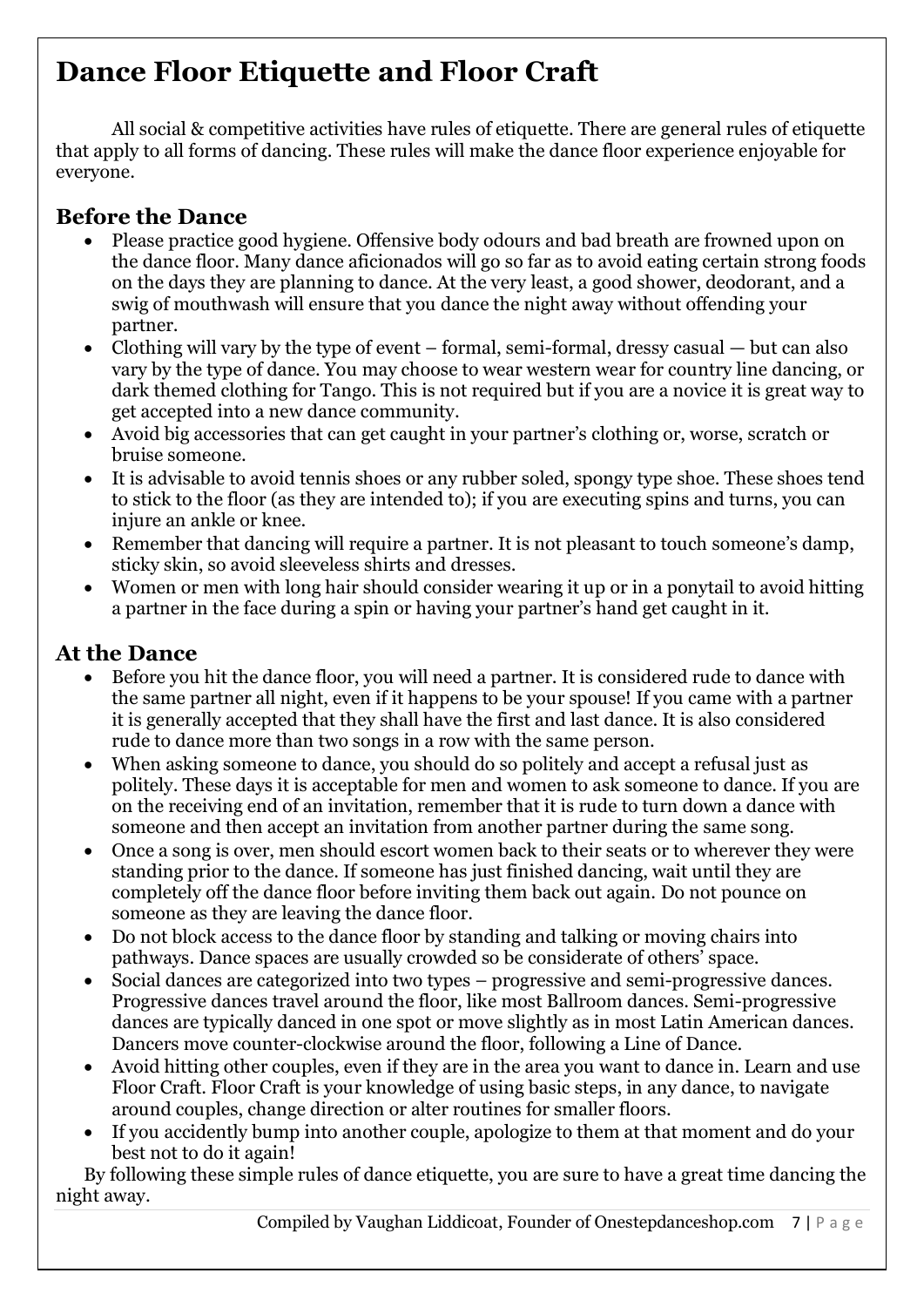# Dance Floor Etiquette and Floor Craft

All social & competitive activities have rules of etiquette. There are general rules of etiquette that apply to all forms of dancing. These rules will make the dance floor experience enjoyable for everyone.

## Before the Dance

- Please practice good hygiene. Offensive body odours and bad breath are frowned upon on the dance floor. Many dance aficionados will go so far as to avoid eating certain strong foods on the days they are planning to dance. At the very least, a good shower, deodorant, and a swig of mouthwash will ensure that you dance the night away without offending your partner.
- Clothing will vary by the type of event – formal, semi-formal, dressy casual — but can also vary by the type of dance. You may choose to wear western wear for country line dancing, or dark themed clothing for Tango. This is not required but if you are a novice it is great way to get accepted into a new dance community.
- Avoid big accessories that can get caught in your partner's clothing or, worse, scratch or bruise someone.
- It is advisable to avoid tennis shoes or any rubber soled, spongy type shoe. These shoes tend to stick to the floor (as they are intended to); if you are executing spins and turns, you can injure an ankle or knee.
- Remember that dancing will require a partner. It is not pleasant to touch someone's damp, sticky skin, so avoid sleeveless shirts and dresses.
- Women or men with long hair should consider wearing it up or in a ponytail to avoid hitting a partner in the face during a spin or having your partner's hand get caught in it.

## At the Dance

- Before you hit the dance floor, you will need a partner. It is considered rude to dance with the same partner all night, even if it happens to be your spouse! If you came with a partner it is generally accepted that they shall have the first and last dance. It is also considered rude to dance more than two songs in a row with the same person.
- When asking someone to dance, you should do so politely and accept a refusal just as politely. These days it is acceptable for men and women to ask someone to dance. If you are on the receiving end of an invitation, remember that it is rude to turn down a dance with someone and then accept an invitation from another partner during the same song.
- Once a song is over, men should escort women back to their seats or to wherever they were standing prior to the dance. If someone has just finished dancing, wait until they are completely off the dance floor before inviting them back out again. Do not pounce on someone as they are leaving the dance floor.
- Do not block access to the dance floor by standing and talking or moving chairs into pathways. Dance spaces are usually crowded so be considerate of others' space.
- Social dances are categorized into two types – progressive and semi-progressive dances. Progressive dances travel around the floor, like most Ballroom dances. Semi-progressive dances are typically danced in one spot or move slightly as in most Latin American dances. Dancers move counter-clockwise around the floor, following a Line of Dance.
- Avoid hitting other couples, even if they are in the area you want to dance in. Learn and use Floor Craft. Floor Craft is your knowledge of using basic steps, in any dance, to navigate around couples, change direction or alter routines for smaller floors.
- If you accidently bump into another couple, apologize to them at that moment and do your best not to do it again!

By following these simple rules of dance etiquette, you are sure to have a great time dancing the night away.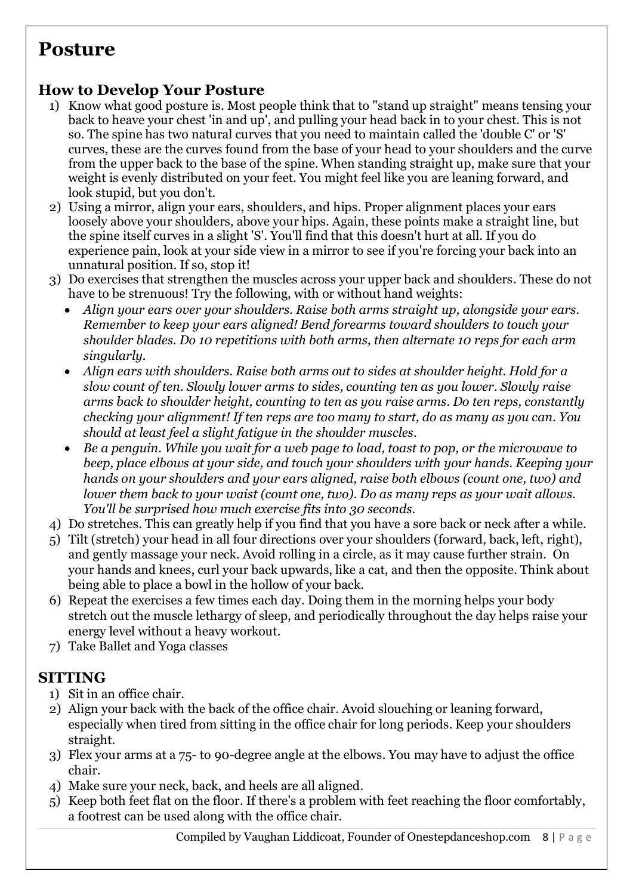# Posture

## How to Develop Your Posture

1) Know what good posture is. Most people think that to "stand up straight" means tensing your back to heave your chest 'in and up', and pulling your head back in to your chest. This is not so. The spine has two natural curves that you need to maintain called the 'double C' or 'S' curves, these are the curves found from the base of your head to your shoulders and the curve from the upper back to the base of the spine. When standing straight up, make sure that your weight is evenly distributed on your feet. You might feel like you are leaning forward, and look stupid, but you don't.
2) Using a mirror, align your ears, shoulders, and hips. Proper alignment places your ears loosely above your shoulders, above your hips. Again, these points make a straight line, but the spine itself curves in a slight 'S'. You'll find that this doesn't hurt at all. If you do experience pain, look at your side view in a mirror to see if you're forcing your back into an unnatural position. If so, stop it!
3) Do exercises that strengthen the muscles across your upper back and shoulders. These do not have to be strenuous! Try the following, with or without hand weights:
   - *Align your ears over your shoulders. Raise both arms straight up, alongside your ears. Remember to keep your ears aligned! Bend forearms toward shoulders to touch your shoulder blades. Do 10 repetitions with both arms, then alternate 10 reps for each arm singularly.*
   - *Align ears with shoulders. Raise both arms out to sides at shoulder height. Hold for a slow count of ten. Slowly lower arms to sides, counting ten as you lower. Slowly raise arms back to shoulder height, counting to ten as you raise arms. Do ten reps, constantly checking your alignment! If ten reps are too many to start, do as many as you can. You should at least feel a slight fatigue in the shoulder muscles.*
   - *Be a penguin. While you wait for a web page to load, toast to pop, or the microwave to beep, place elbows at your side, and touch your shoulders with your hands. Keeping your hands on your shoulders and your ears aligned, raise both elbows (count one, two) and lower them back to your waist (count one, two). Do as many reps as your wait allows. You'll be surprised how much exercise fits into 30 seconds.*
4) Do stretches. This can greatly help if you find that you have a sore back or neck after a while.
5) Tilt (stretch) your head in all four directions over your shoulders (forward, back, left, right), and gently massage your neck. Avoid rolling in a circle, as it may cause further strain. On your hands and knees, curl your back upwards, like a cat, and then the opposite. Think about being able to place a bowl in the hollow of your back.
6) Repeat the exercises a few times each day. Doing them in the morning helps your body stretch out the muscle lethargy of sleep, and periodically throughout the day helps raise your energy level without a heavy workout.
7) Take Ballet and Yoga classes

## SITTING

1) Sit in an office chair.
2) Align your back with the back of the office chair. Avoid slouching or leaning forward, especially when tired from sitting in the office chair for long periods. Keep your shoulders straight.
3) Flex your arms at a 75- to 90-degree angle at the elbows. You may have to adjust the office chair.
4) Make sure your neck, back, and heels are all aligned.
5) Keep both feet flat on the floor. If there's a problem with feet reaching the floor comfortably, a footrest can be used along with the office chair.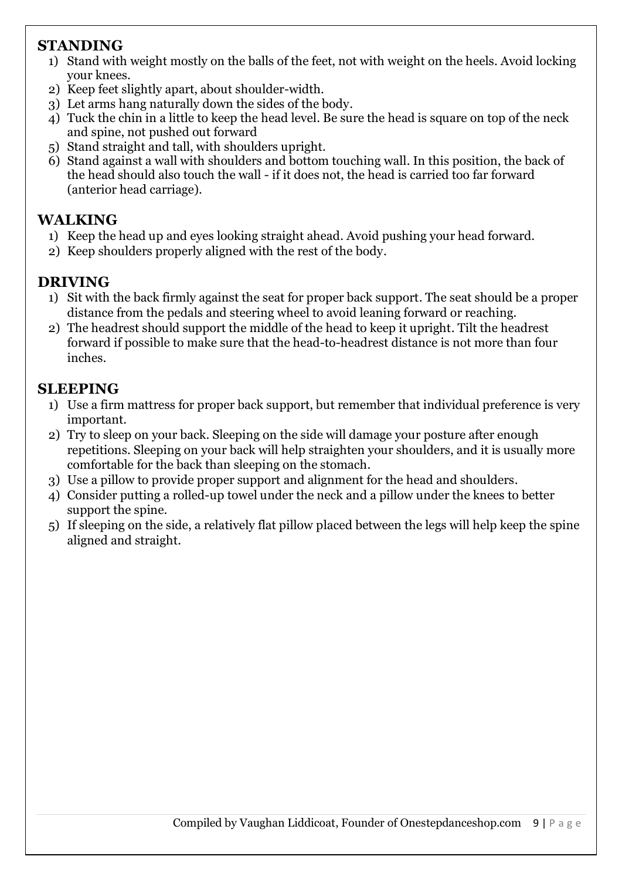## STANDING

1) Stand with weight mostly on the balls of the feet, not with weight on the heels. Avoid locking your knees.
2) Keep feet slightly apart, about shoulder-width.
3) Let arms hang naturally down the sides of the body.
4) Tuck the chin in a little to keep the head level. Be sure the head is square on top of the neck and spine, not pushed out forward
5) Stand straight and tall, with shoulders upright.
6) Stand against a wall with shoulders and bottom touching wall. In this position, the back of the head should also touch the wall - if it does not, the head is carried too far forward (anterior head carriage).

## WALKING

1) Keep the head up and eyes looking straight ahead. Avoid pushing your head forward.
2) Keep shoulders properly aligned with the rest of the body.

## DRIVING

1) Sit with the back firmly against the seat for proper back support. The seat should be a proper distance from the pedals and steering wheel to avoid leaning forward or reaching.
2) The headrest should support the middle of the head to keep it upright. Tilt the headrest forward if possible to make sure that the head-to-headrest distance is not more than four inches.

## SLEEPING

1) Use a firm mattress for proper back support, but remember that individual preference is very important.
2) Try to sleep on your back. Sleeping on the side will damage your posture after enough repetitions. Sleeping on your back will help straighten your shoulders, and it is usually more comfortable for the back than sleeping on the stomach.
3) Use a pillow to provide proper support and alignment for the head and shoulders.
4) Consider putting a rolled-up towel under the neck and a pillow under the knees to better support the spine.
5) If sleeping on the side, a relatively flat pillow placed between the legs will help keep the spine aligned and straight.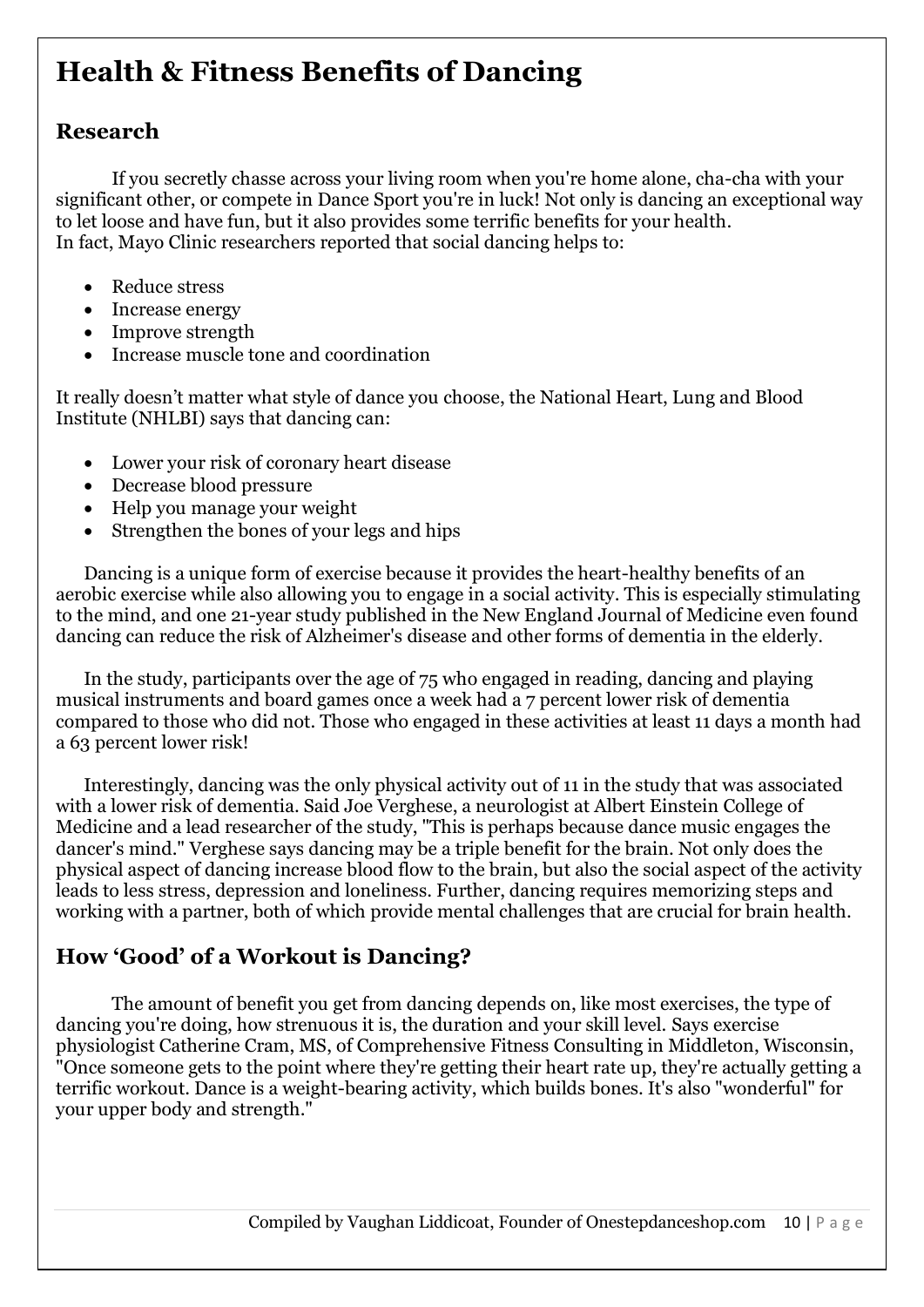# Health & Fitness Benefits of Dancing

## Research

If you secretly chasse across your living room when you're home alone, cha-cha with your significant other, or compete in Dance Sport you're in luck! Not only is dancing an exceptional way to let loose and have fun, but it also provides some terrific benefits for your health.
In fact, Mayo Clinic researchers reported that social dancing helps to:

- Reduce stress
- Increase energy
- Improve strength
- Increase muscle tone and coordination

It really doesn't matter what style of dance you choose, the National Heart, Lung and Blood Institute (NHLBI) says that dancing can:

- Lower your risk of coronary heart disease
- Decrease blood pressure
- Help you manage your weight
- Strengthen the bones of your legs and hips

Dancing is a unique form of exercise because it provides the heart-healthy benefits of an aerobic exercise while also allowing you to engage in a social activity. This is especially stimulating to the mind, and one 21-year study published in the New England Journal of Medicine even found dancing can reduce the risk of Alzheimer's disease and other forms of dementia in the elderly.

In the study, participants over the age of 75 who engaged in reading, dancing and playing musical instruments and board games once a week had a 7 percent lower risk of dementia compared to those who did not. Those who engaged in these activities at least 11 days a month had a 63 percent lower risk!

Interestingly, dancing was the only physical activity out of 11 in the study that was associated with a lower risk of dementia. Said Joe Verghese, a neurologist at Albert Einstein College of Medicine and a lead researcher of the study, "This is perhaps because dance music engages the dancer's mind." Verghese says dancing may be a triple benefit for the brain. Not only does the physical aspect of dancing increase blood flow to the brain, but also the social aspect of the activity leads to less stress, depression and loneliness. Further, dancing requires memorizing steps and working with a partner, both of which provide mental challenges that are crucial for brain health.

## How 'Good' of a Workout is Dancing?

The amount of benefit you get from dancing depends on, like most exercises, the type of dancing you're doing, how strenuous it is, the duration and your skill level. Says exercise physiologist Catherine Cram, MS, of Comprehensive Fitness Consulting in Middleton, Wisconsin, "Once someone gets to the point where they're getting their heart rate up, they're actually getting a terrific workout. Dance is a weight-bearing activity, which builds bones. It's also "wonderful" for your upper body and strength."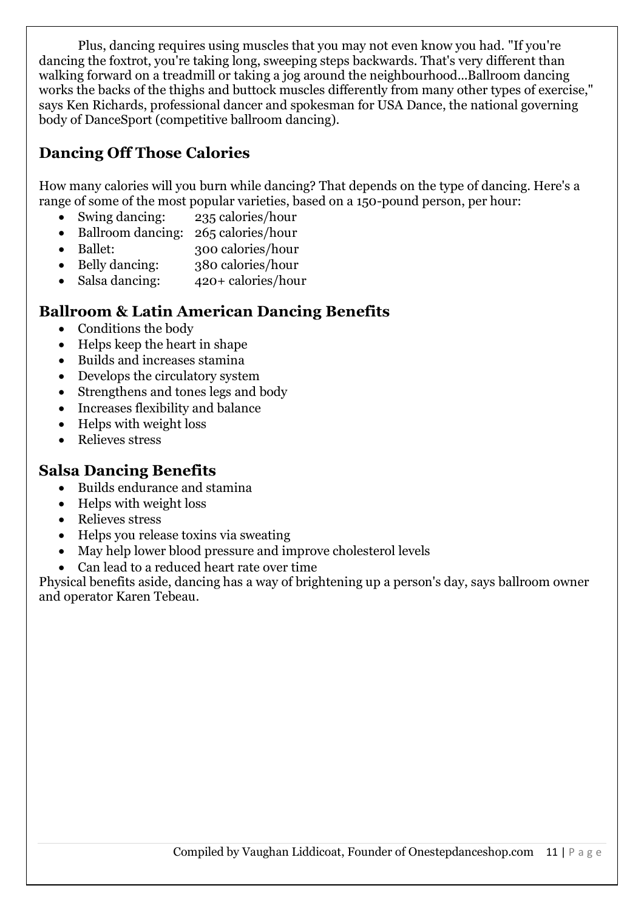Plus, dancing requires using muscles that you may not even know you had. "If you're dancing the foxtrot, you're taking long, sweeping steps backwards. That's very different than walking forward on a treadmill or taking a jog around the neighbourhood...Ballroom dancing works the backs of the thighs and buttock muscles differently from many other types of exercise," says Ken Richards, professional dancer and spokesman for USA Dance, the national governing body of DanceSport (competitive ballroom dancing).

## Dancing Off Those Calories

How many calories will you burn while dancing? That depends on the type of dancing. Here's a range of some of the most popular varieties, based on a 150-pound person, per hour:

- Swing dancing: 235 calories/hour
- Ballroom dancing: 265 calories/hour
- Ballet: 300 calories/hour
- Belly dancing: 380 calories/hour
- Salsa dancing: 420+ calories/hour

## Ballroom & Latin American Dancing Benefits

- Conditions the body
- Helps keep the heart in shape
- Builds and increases stamina
- Develops the circulatory system
- Strengthens and tones legs and body
- Increases flexibility and balance
- Helps with weight loss
- Relieves stress

## Salsa Dancing Benefits

- Builds endurance and stamina
- Helps with weight loss
- Relieves stress
- Helps you release toxins via sweating
- May help lower blood pressure and improve cholesterol levels
- Can lead to a reduced heart rate over time

Physical benefits aside, dancing has a way of brightening up a person's day, says ballroom owner and operator Karen Tebeau.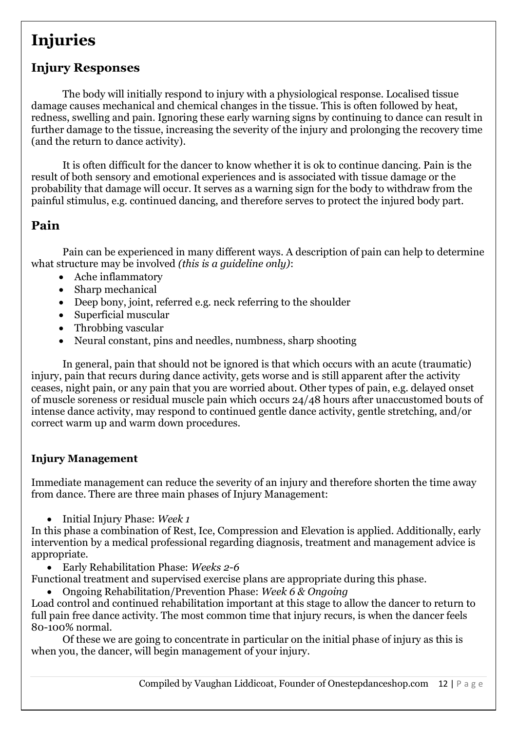# Injuries

## Injury Responses

The body will initially respond to injury with a physiological response. Localised tissue damage causes mechanical and chemical changes in the tissue. This is often followed by heat, redness, swelling and pain. Ignoring these early warning signs by continuing to dance can result in further damage to the tissue, increasing the severity of the injury and prolonging the recovery time (and the return to dance activity).

It is often difficult for the dancer to know whether it is ok to continue dancing. Pain is the result of both sensory and emotional experiences and is associated with tissue damage or the probability that damage will occur. It serves as a warning sign for the body to withdraw from the painful stimulus, e.g. continued dancing, and therefore serves to protect the injured body part.

## Pain

Pain can be experienced in many different ways. A description of pain can help to determine what structure may be involved *(this is a guideline only)*:

- Ache inflammatory
- Sharp mechanical
- Deep bony, joint, referred e.g. neck referring to the shoulder
- Superficial muscular
- Throbbing vascular
- Neural constant, pins and needles, numbness, sharp shooting

In general, pain that should not be ignored is that which occurs with an acute (traumatic) injury, pain that recurs during dance activity, gets worse and is still apparent after the activity ceases, night pain, or any pain that you are worried about. Other types of pain, e.g. delayed onset of muscle soreness or residual muscle pain which occurs 24/48 hours after unaccustomed bouts of intense dance activity, may respond to continued gentle dance activity, gentle stretching, and/or correct warm up and warm down procedures.

### Injury Management

Immediate management can reduce the severity of an injury and therefore shorten the time away from dance. There are three main phases of Injury Management:

- Initial Injury Phase: *Week 1*

In this phase a combination of Rest, Ice, Compression and Elevation is applied. Additionally, early intervention by a medical professional regarding diagnosis, treatment and management advice is appropriate.

- Early Rehabilitation Phase: *Weeks 2-6*

Functional treatment and supervised exercise plans are appropriate during this phase.

- Ongoing Rehabilitation/Prevention Phase: *Week 6 & Ongoing*

Load control and continued rehabilitation important at this stage to allow the dancer to return to full pain free dance activity. The most common time that injury recurs, is when the dancer feels 80-100% normal.

Of these we are going to concentrate in particular on the initial phase of injury as this is when you, the dancer, will begin management of your injury.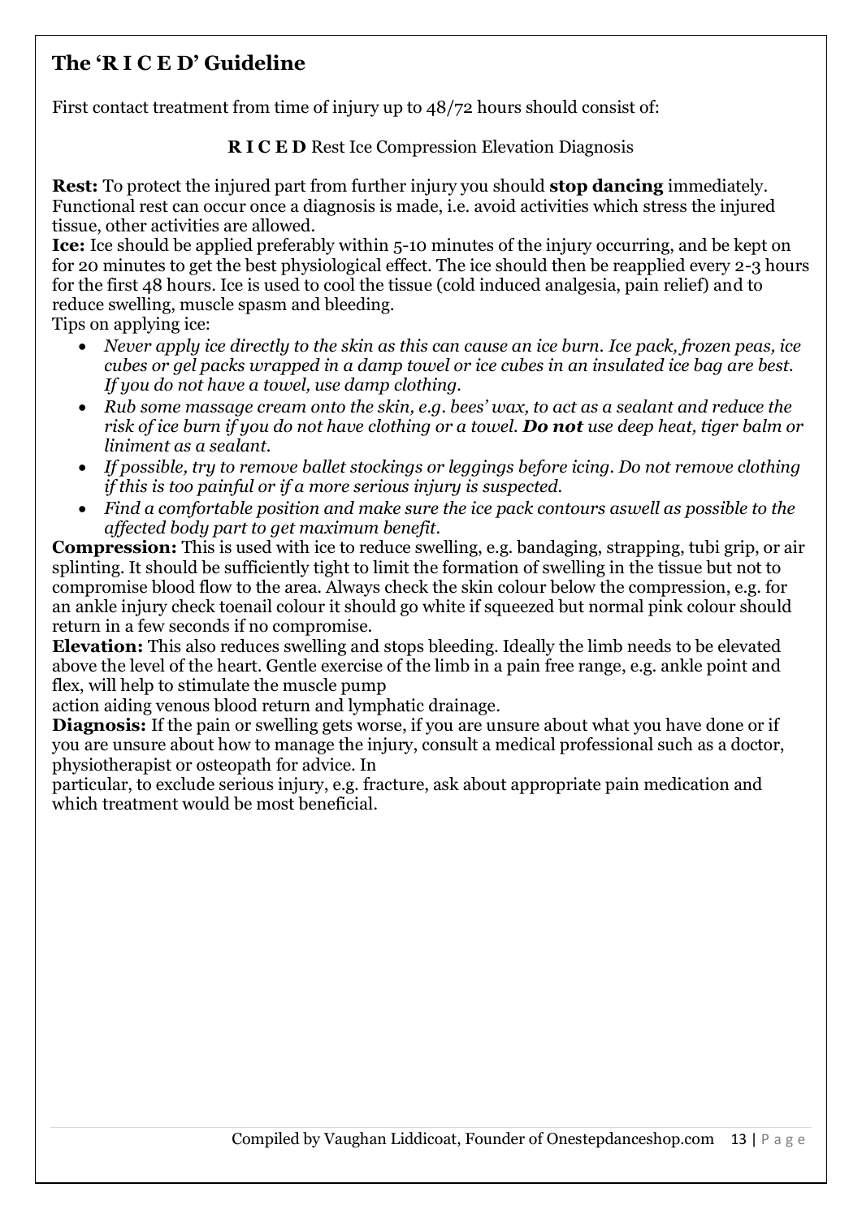## The 'R I C E D' Guideline

First contact treatment from time of injury up to 48/72 hours should consist of:

**R I C E D** Rest Ice Compression Elevation Diagnosis

**Rest:** To protect the injured part from further injury you should **stop dancing** immediately. Functional rest can occur once a diagnosis is made, i.e. avoid activities which stress the injured tissue, other activities are allowed.

**Ice:** Ice should be applied preferably within 5-10 minutes of the injury occurring, and be kept on for 20 minutes to get the best physiological effect. The ice should then be reapplied every 2-3 hours for the first 48 hours. Ice is used to cool the tissue (cold induced analgesia, pain relief) and to reduce swelling, muscle spasm and bleeding.

Tips on applying ice:

- *Never apply ice directly to the skin as this can cause an ice burn. Ice pack, frozen peas, ice cubes or gel packs wrapped in a damp towel or ice cubes in an insulated ice bag are best. If you do not have a towel, use damp clothing.*
- *Rub some massage cream onto the skin, e.g. bees' wax, to act as a sealant and reduce the risk of ice burn if you do not have clothing or a towel. **Do not** use deep heat, tiger balm or liniment as a sealant.*
- *If possible, try to remove ballet stockings or leggings before icing. Do not remove clothing if this is too painful or if a more serious injury is suspected.*
- *Find a comfortable position and make sure the ice pack contours aswell as possible to the affected body part to get maximum benefit.*

**Compression:** This is used with ice to reduce swelling, e.g. bandaging, strapping, tubi grip, or air splinting. It should be sufficiently tight to limit the formation of swelling in the tissue but not to compromise blood flow to the area. Always check the skin colour below the compression, e.g. for an ankle injury check toenail colour it should go white if squeezed but normal pink colour should return in a few seconds if no compromise.

**Elevation:** This also reduces swelling and stops bleeding. Ideally the limb needs to be elevated above the level of the heart. Gentle exercise of the limb in a pain free range, e.g. ankle point and flex, will help to stimulate the muscle pump action aiding venous blood return and lymphatic drainage.

**Diagnosis:** If the pain or swelling gets worse, if you are unsure about what you have done or if you are unsure about how to manage the injury, consult a medical professional such as a doctor, physiotherapist or osteopath for advice. In particular, to exclude serious injury, e.g. fracture, ask about appropriate pain medication and which treatment would be most beneficial.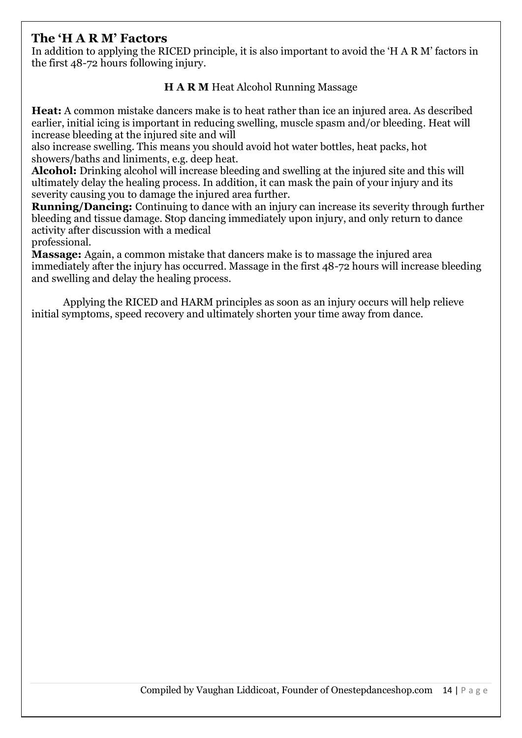## The 'H A R M' Factors

In addition to applying the RICED principle, it is also important to avoid the 'H A R M' factors in the first 48-72 hours following injury.

**H A R M** Heat Alcohol Running Massage

**Heat:** A common mistake dancers make is to heat rather than ice an injured area. As described earlier, initial icing is important in reducing swelling, muscle spasm and/or bleeding. Heat will increase bleeding at the injured site and will also increase swelling. This means you should avoid hot water bottles, heat packs, hot showers/baths and liniments, e.g. deep heat.

**Alcohol:** Drinking alcohol will increase bleeding and swelling at the injured site and this will ultimately delay the healing process. In addition, it can mask the pain of your injury and its severity causing you to damage the injured area further.

**Running/Dancing:** Continuing to dance with an injury can increase its severity through further bleeding and tissue damage. Stop dancing immediately upon injury, and only return to dance activity after discussion with a medical professional.

**Massage:** Again, a common mistake that dancers make is to massage the injured area immediately after the injury has occurred. Massage in the first 48-72 hours will increase bleeding and swelling and delay the healing process.

Applying the RICED and HARM principles as soon as an injury occurs will help relieve initial symptoms, speed recovery and ultimately shorten your time away from dance.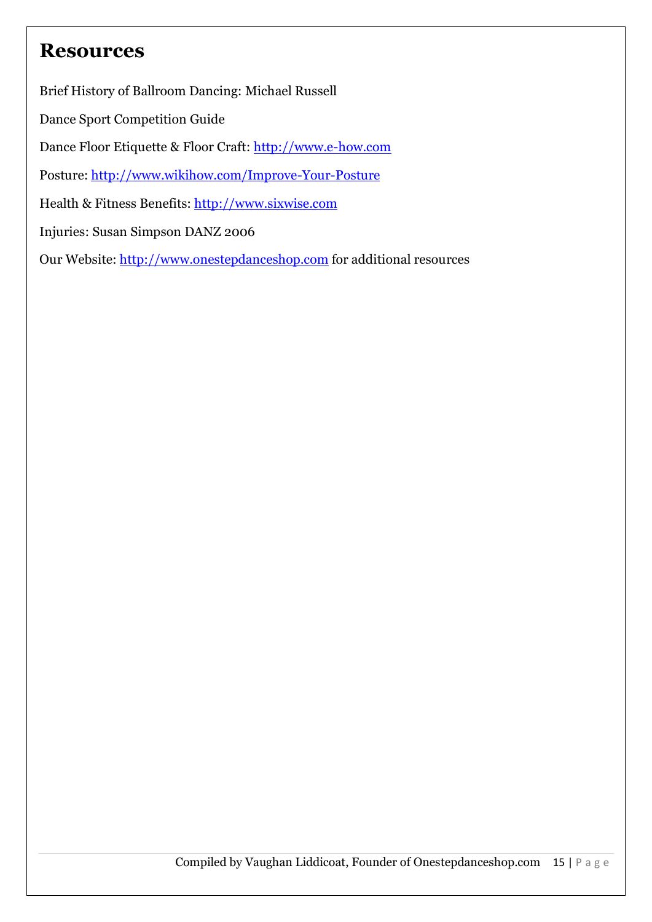# Resources

Brief History of Ballroom Dancing: Michael Russell

Dance Sport Competition Guide

Dance Floor Etiquette & Floor Craft: http://www.e-how.com

Posture: http://www.wikihow.com/Improve-Your-Posture

Health & Fitness Benefits: http://www.sixwise.com

Injuries: Susan Simpson DANZ 2006

Our Website: http://www.onestepdanceshop.com for additional resources